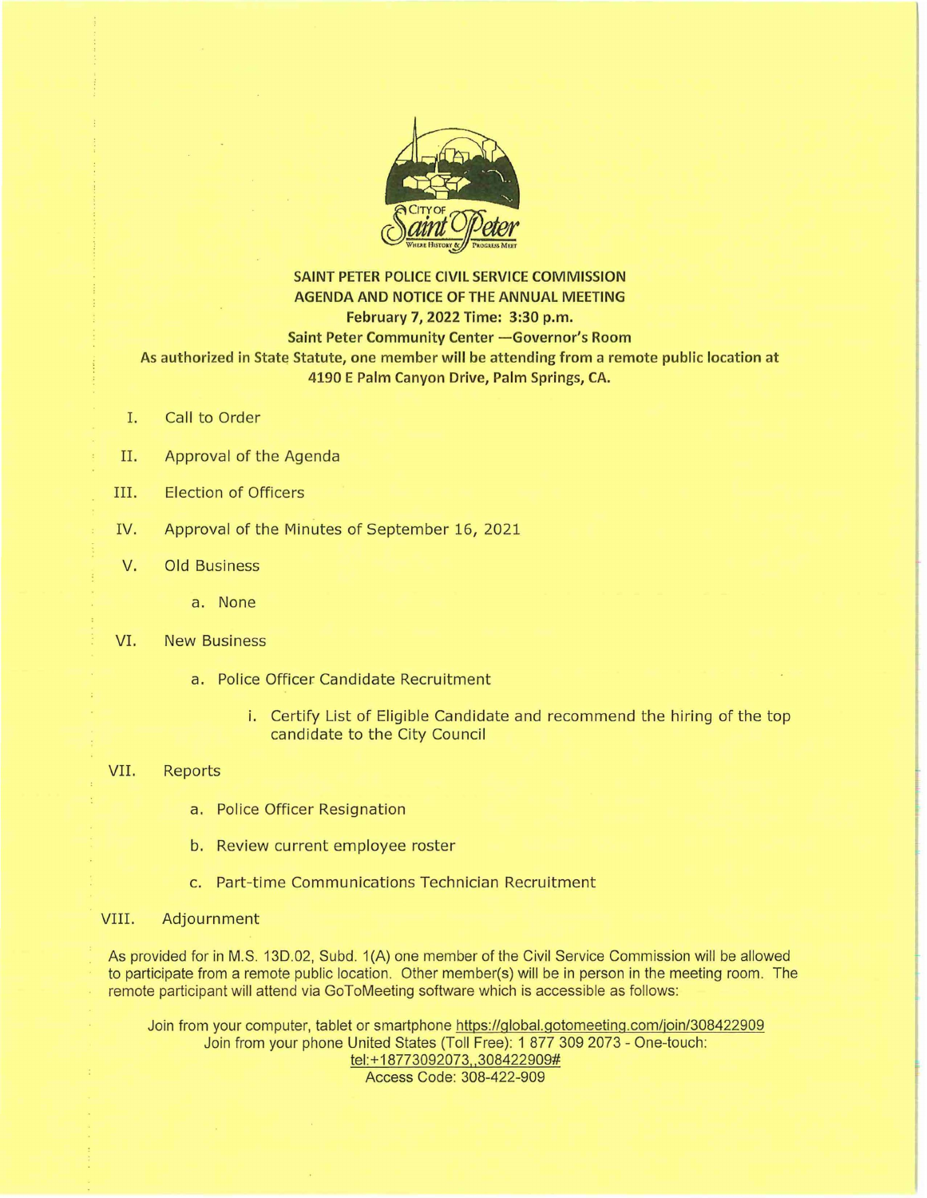**SAINT PETER POLICE CIVIL SERVICE COMMISSION**
**AGENDA AND NOTICE OF THE ANNUAL MEETING**
**February 7, 2022 Time: 3:30 p.m.**
**Saint Peter Community Center —Governor's Room**
**As authorized in State Statute, one member will be attending from a remote public location at 4190 E Palm Canyon Drive, Palm Springs, CA.**

I. Call to Order

II. Approval of the Agenda

III. Election of Officers

IV. Approval of the Minutes of September 16, 2021

V. Old Business

  a. None

VI. New Business

  a. Police Officer Candidate Recruitment

    i. Certify List of Eligible Candidate and recommend the hiring of the top candidate to the City Council

VII. Reports

  a. Police Officer Resignation

  b. Review current employee roster

  c. Part-time Communications Technician Recruitment

VIII. Adjournment

As provided for in M.S. 13D.02, Subd. 1(A) one member of the Civil Service Commission will be allowed to participate from a remote public location. Other member(s) will be in person in the meeting room. The remote participant will attend via GoToMeeting software which is accessible as follows:

Join from your computer, tablet or smartphone https://global.gotomeeting.com/join/308422909
Join from your phone United States (Toll Free): 1 877 309 2073 - One-touch:
tel:+18773092073,,308422909#
Access Code: 308-422-909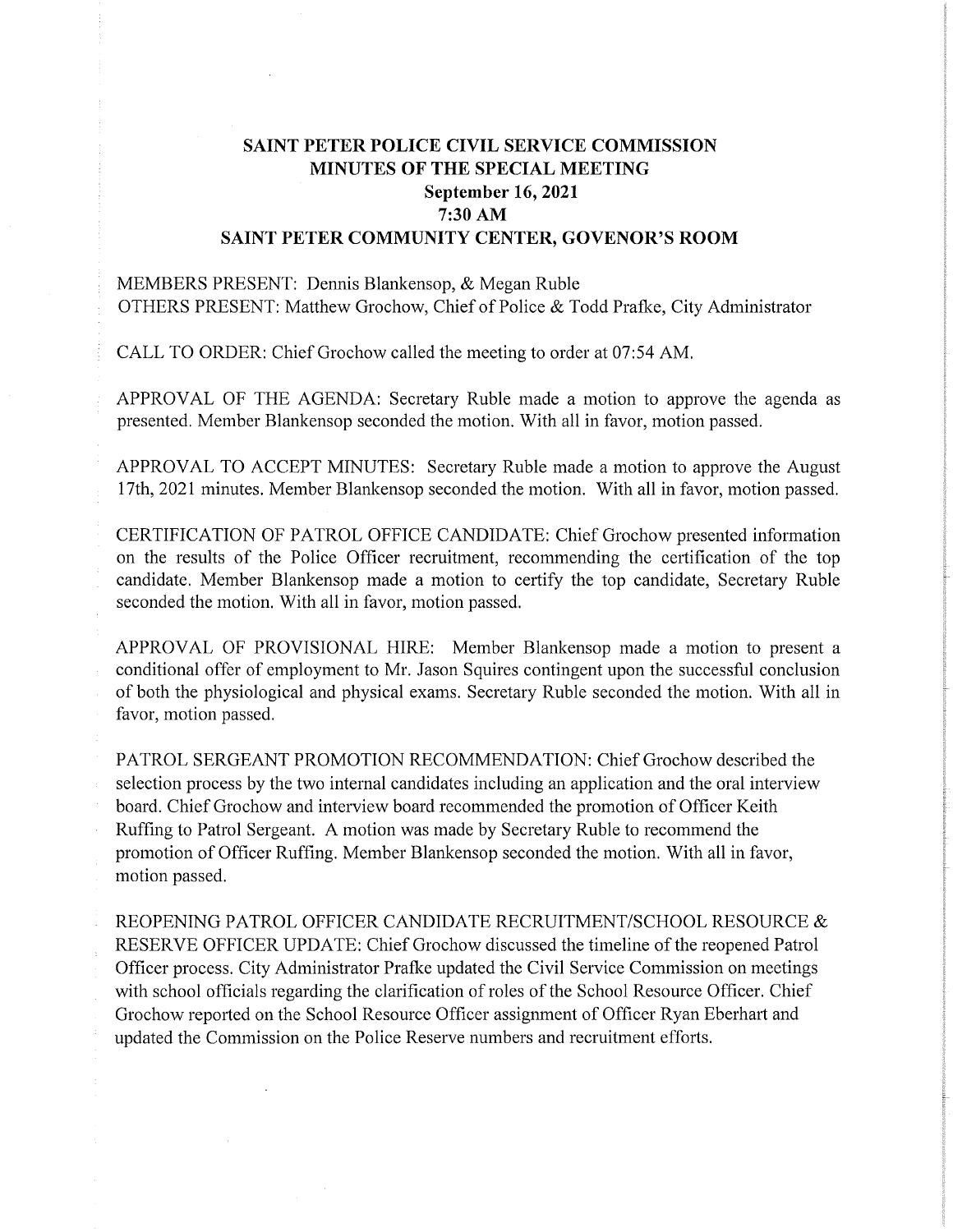# SAINT PETER POLICE CIVIL SERVICE COMMISSION
## MINUTES OF THE SPECIAL MEETING
### September 16, 2021
### 7:30 AM
### SAINT PETER COMMUNITY CENTER, GOVENOR'S ROOM

MEMBERS PRESENT: Dennis Blankensop, & Megan Ruble
OTHERS PRESENT: Matthew Grochow, Chief of Police & Todd Prafke, City Administrator

CALL TO ORDER: Chief Grochow called the meeting to order at 07:54 AM.

APPROVAL OF THE AGENDA: Secretary Ruble made a motion to approve the agenda as presented. Member Blankensop seconded the motion. With all in favor, motion passed.

APPROVAL TO ACCEPT MINUTES: Secretary Ruble made a motion to approve the August 17th, 2021 minutes. Member Blankensop seconded the motion. With all in favor, motion passed.

CERTIFICATION OF PATROL OFFICE CANDIDATE: Chief Grochow presented information on the results of the Police Officer recruitment, recommending the certification of the top candidate. Member Blankensop made a motion to certify the top candidate, Secretary Ruble seconded the motion. With all in favor, motion passed.

APPROVAL OF PROVISIONAL HIRE: Member Blankensop made a motion to present a conditional offer of employment to Mr. Jason Squires contingent upon the successful conclusion of both the physiological and physical exams. Secretary Ruble seconded the motion. With all in favor, motion passed.

PATROL SERGEANT PROMOTION RECOMMENDATION: Chief Grochow described the selection process by the two internal candidates including an application and the oral interview board. Chief Grochow and interview board recommended the promotion of Officer Keith Ruffing to Patrol Sergeant. A motion was made by Secretary Ruble to recommend the promotion of Officer Ruffing. Member Blankensop seconded the motion. With all in favor, motion passed.

REOPENING PATROL OFFICER CANDIDATE RECRUITMENT/SCHOOL RESOURCE & RESERVE OFFICER UPDATE: Chief Grochow discussed the timeline of the reopened Patrol Officer process. City Administrator Prafke updated the Civil Service Commission on meetings with school officials regarding the clarification of roles of the School Resource Officer. Chief Grochow reported on the School Resource Officer assignment of Officer Ryan Eberhart and updated the Commission on the Police Reserve numbers and recruitment efforts.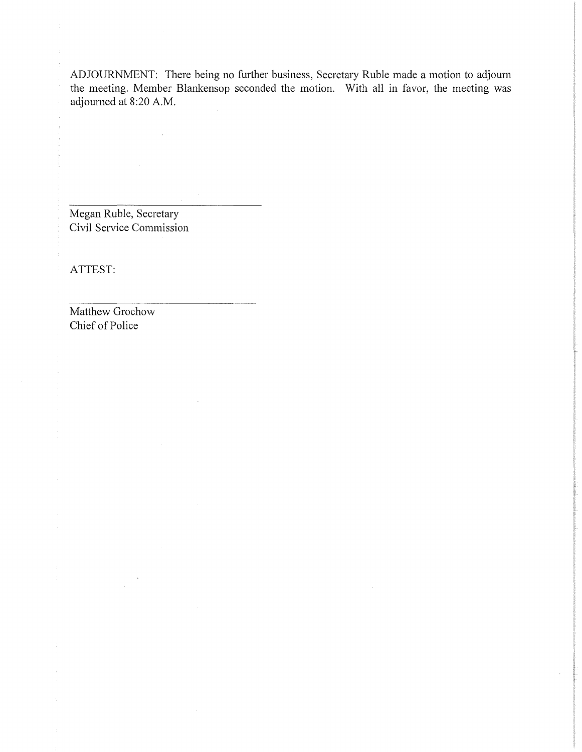ADJOURNMENT: There being no further business, Secretary Ruble made a motion to adjourn the meeting. Member Blankensop seconded the motion. With all in favor, the meeting was adjourned at 8:20 A.M.

\_\_\_\_\_\_\_\_\_\_\_\_\_\_\_\_\_\_\_\_\_\_\_\_\_\_\_\_\_\_\_\_

Megan Ruble, Secretary
Civil Service Commission

ATTEST:

\_\_\_\_\_\_\_\_\_\_\_\_\_\_\_\_\_\_\_\_\_\_\_\_\_\_\_\_\_\_\_\_

Matthew Grochow
Chief of Police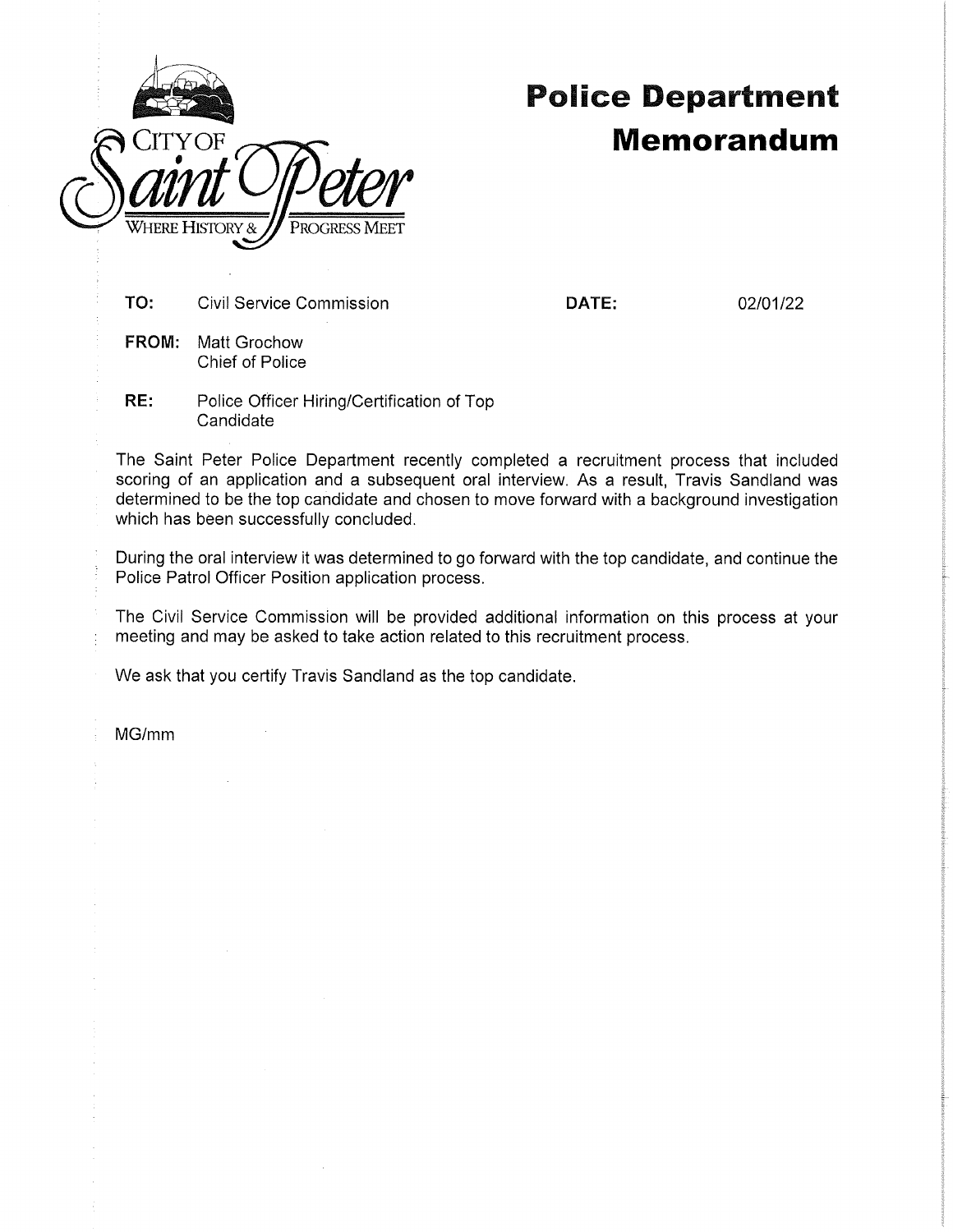CITY OF Saint Peter
WHERE HISTORY & PROGRESS MEET

# Police Department Memorandum

**TO:** Civil Service Commission

**DATE:** 02/01/22

**FROM:** Matt Grochow
Chief of Police

**RE:** Police Officer Hiring/Certification of Top Candidate

The Saint Peter Police Department recently completed a recruitment process that included scoring of an application and a subsequent oral interview. As a result, Travis Sandland was determined to be the top candidate and chosen to move forward with a background investigation which has been successfully concluded.

During the oral interview it was determined to go forward with the top candidate, and continue the Police Patrol Officer Position application process.

The Civil Service Commission will be provided additional information on this process at your meeting and may be asked to take action related to this recruitment process.

We ask that you certify Travis Sandland as the top candidate.

MG/mm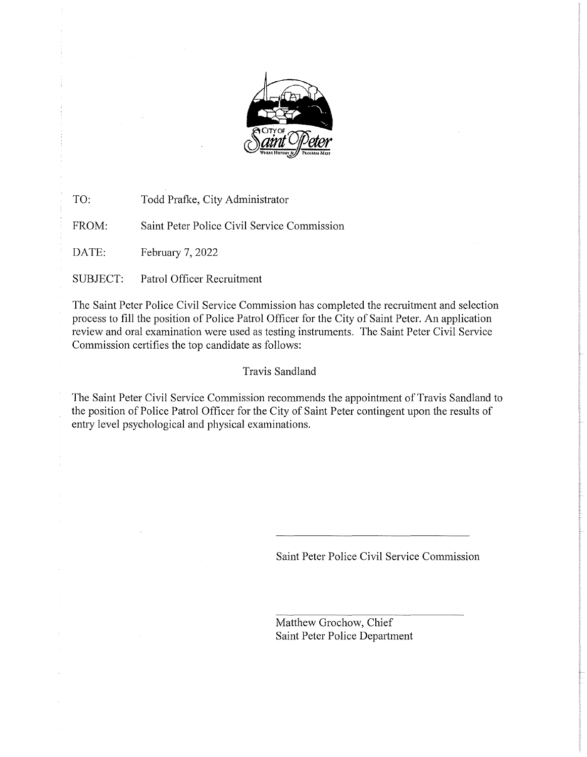TO: Todd Prafke, City Administrator

FROM: Saint Peter Police Civil Service Commission

DATE: February 7, 2022

SUBJECT: Patrol Officer Recruitment

The Saint Peter Police Civil Service Commission has completed the recruitment and selection process to fill the position of Police Patrol Officer for the City of Saint Peter. An application review and oral examination were used as testing instruments. The Saint Peter Civil Service Commission certifies the top candidate as follows:

Travis Sandland

The Saint Peter Civil Service Commission recommends the appointment of Travis Sandland to the position of Police Patrol Officer for the City of Saint Peter contingent upon the results of entry level psychological and physical examinations.

\_\_\_\_\_\_\_\_\_\_\_\_\_\_\_\_\_\_\_\_\_\_\_\_\_\_\_\_\_\_

Saint Peter Police Civil Service Commission

\_\_\_\_\_\_\_\_\_\_\_\_\_\_\_\_\_\_\_\_\_\_\_\_\_\_\_\_\_\_

Matthew Grochow, Chief
Saint Peter Police Department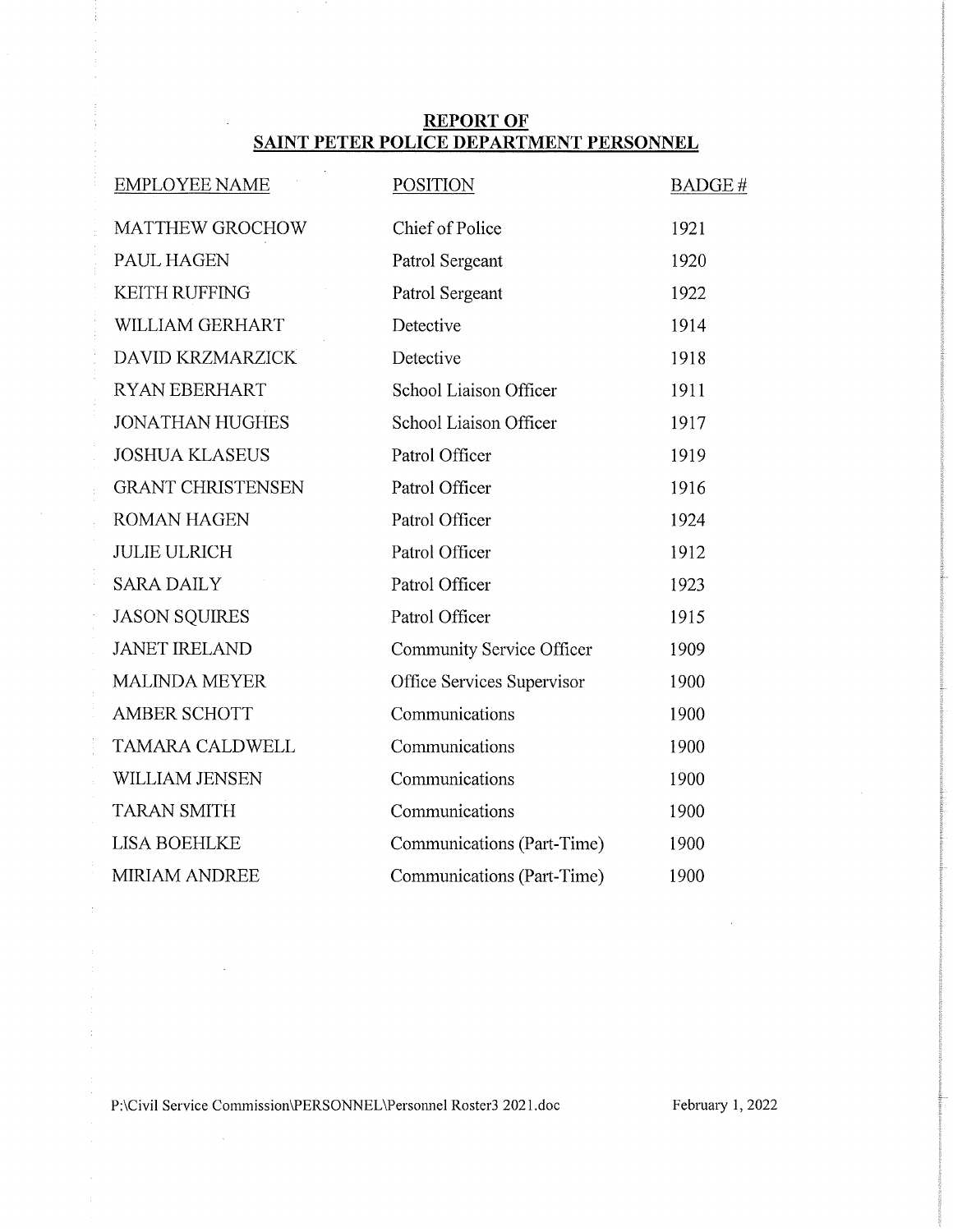**REPORT OF**
**SAINT PETER POLICE DEPARTMENT PERSONNEL**

| EMPLOYEE NAME | POSITION | BADGE # |
|---|---|---|
| MATTHEW GROCHOW | Chief of Police | 1921 |
| PAUL HAGEN | Patrol Sergeant | 1920 |
| KEITH RUFFING | Patrol Sergeant | 1922 |
| WILLIAM GERHART | Detective | 1914 |
| DAVID KRZMARZICK | Detective | 1918 |
| RYAN EBERHART | School Liaison Officer | 1911 |
| JONATHAN HUGHES | School Liaison Officer | 1917 |
| JOSHUA KLASEUS | Patrol Officer | 1919 |
| GRANT CHRISTENSEN | Patrol Officer | 1916 |
| ROMAN HAGEN | Patrol Officer | 1924 |
| JULIE ULRICH | Patrol Officer | 1912 |
| SARA DAILY | Patrol Officer | 1923 |
| JASON SQUIRES | Patrol Officer | 1915 |
| JANET IRELAND | Community Service Officer | 1909 |
| MALINDA MEYER | Office Services Supervisor | 1900 |
| AMBER SCHOTT | Communications | 1900 |
| TAMARA CALDWELL | Communications | 1900 |
| WILLIAM JENSEN | Communications | 1900 |
| TARAN SMITH | Communications | 1900 |
| LISA BOEHLKE | Communications (Part-Time) | 1900 |
| MIRIAM ANDREE | Communications (Part-Time) | 1900 |

P:\Civil Service Commission\PERSONNEL\Personnel Roster3 2021.doc

February 1, 2022